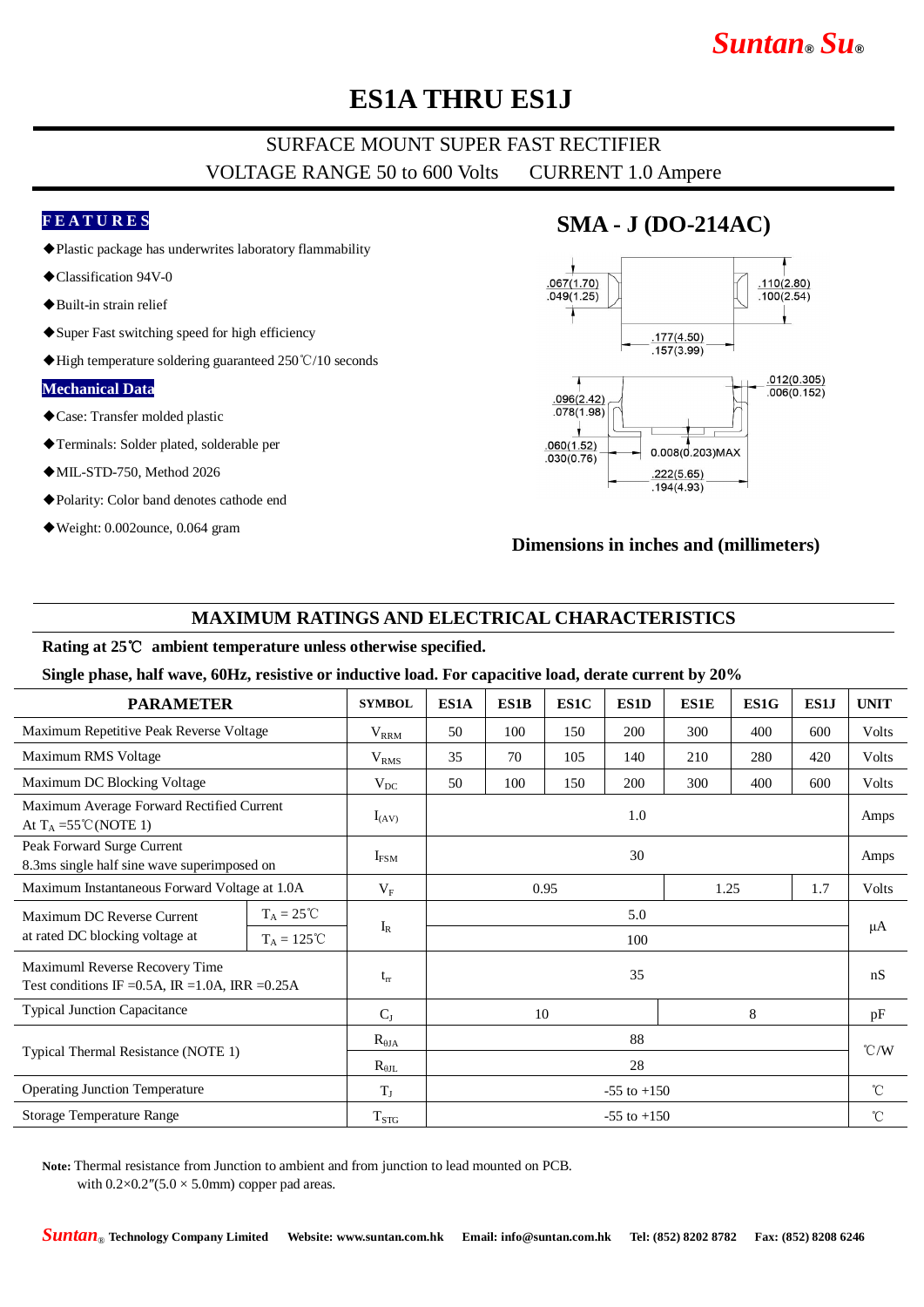# ES1A THRU ES1J

SURFACE MOUNT SUPER FAST RECTIFIER

VOLTAGE RANGE 50 to 600 Volts    CURRENT 1.0 Ampere

## FEATURES

- ◆Plastic package has underwrites laboratory flammability
- ◆Classification 94V-0
- ◆Built-in strain relief
- ◆Super Fast switching speed for high efficiency
- ◆High temperature soldering guaranteed 250℃/10 seconds

## Mechanical Data

- ◆Case: Transfer molded plastic
- ◆Terminals: Solder plated, solderable per
- ◆MIL-STD-750, Method 2026
- ◆Polarity: Color band denotes cathode end
- ◆Weight: 0.002ounce, 0.064 gram

## SMA - J (DO-214AC)

.067(1.70) .049(1.25)    .110(2.80) .100(2.54)

.177(4.50) .157(3.99)

.096(2.42) .078(1.98)    .012(0.305) .006(0.152)

.060(1.52) .030(0.76)    0.008(0.203)MAX

.222(5.65) .194(4.93)

**Dimensions in inches and (millimeters)**

## MAXIMUM RATINGS AND ELECTRICAL CHARACTERISTICS

**Rating at 25℃ ambient temperature unless otherwise specified.**

**Single phase, half wave, 60Hz, resistive or inductive load. For capacitive load, derate current by 20%**

| PARAMETER | | SYMBOL | ES1A | ES1B | ES1C | ES1D | ES1E | ES1G | ES1J | UNIT |
|---|---|---|---|---|---|---|---|---|---|---|
| Maximum Repetitive Peak Reverse Voltage | | $V_{RRM}$ | 50 | 100 | 150 | 200 | 300 | 400 | 600 | Volts |
| Maximum RMS Voltage | | $V_{RMS}$ | 35 | 70 | 105 | 140 | 210 | 280 | 420 | Volts |
| Maximum DC Blocking Voltage | | $V_{DC}$ | 50 | 100 | 150 | 200 | 300 | 400 | 600 | Volts |
| Maximum Average Forward Rectified Current At $T_A$ =55℃(NOTE 1) | | $I_{(AV)}$ | 1.0 | | | | | | | Amps |
| Peak Forward Surge Current 8.3ms single half sine wave superimposed on | | $I_{FSM}$ | 30 | | | | | | | Amps |
| Maximum Instantaneous Forward Voltage at 1.0A | | $V_F$ | 0.95 | | | | 1.25 | | 1.7 | Volts |
| Maximum DC Reverse Current at rated DC blocking voltage at | $T_A$ = 25℃ | $I_R$ | 5.0 | | | | | | | μA |
| | $T_A$ = 125℃ | | 100 | | | | | | | |
| Maximuml Reverse Recovery Time Test conditions IF =0.5A, IR =1.0A, IRR =0.25A | | $t_{rr}$ | 35 | | | | | | | nS |
| Typical Junction Capacitance | | $C_J$ | 10 | | | | 8 | | | pF |
| Typical Thermal Resistance (NOTE 1) | | $R_{\theta JA}$ | 88 | | | | | | | ℃/W |
| | | $R_{\theta JL}$ | 28 | | | | | | | |
| Operating Junction Temperature | | $T_J$ | -55 to +150 | | | | | | | ℃ |
| Storage Temperature Range | | $T_{STG}$ | -55 to +150 | | | | | | | ℃ |

**Note:** Thermal resistance from Junction to ambient and from junction to lead mounted on PCB. with 0.2×0.2″(5.0 × 5.0mm) copper pad areas.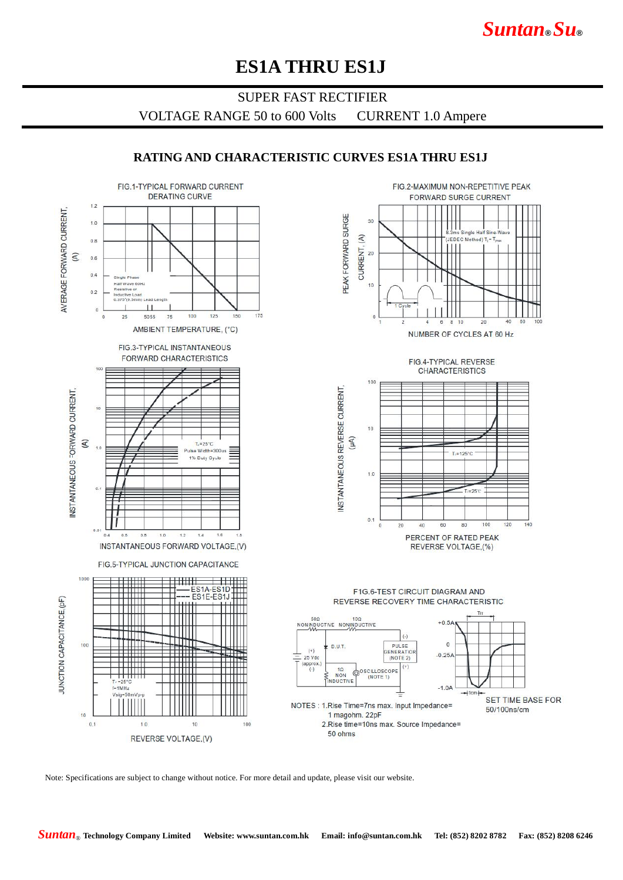# ES1A THRU ES1J

SUPER FAST RECTIFIER

VOLTAGE RANGE 50 to 600 Volts    CURRENT 1.0 Ampere

## RATING AND CHARACTERISTIC CURVES ES1A THRU ES1J

FIG.1-TYPICAL FORWARD CURRENT DERATING CURVE

AVERAGE FORWARD CURRENT, (A)

1.2
1.0
0.8
0.6
0.4
0.2
0

Single Phase
Half Wave 60Hz
Resistive or
Inductive Load
0.375"(9.5mm) Lead Length

0 25 50 55 75 100 125 150 175

AMBIENT TEMPERATURE, (°C)

FIG.2-MAXIMUM NON-REPETITIVE PEAK FORWARD SURGE CURRENT

PEAK FORWARD SURGE CURRENT, (A)

30
20
10
0

8.3ms Single Half Sine-Wave
(JEDEC Method) $T_j = T_{jmax}$

1 Cycle

1 2 4 6 8 10 20 40 60 100

NUMBER OF CYCLES AT 60 Hz

FIG.3-TYPICAL INSTANTANEOUS FORWARD CHARACTERISTICS

INSTANTANEOUS FORWARD CURRENT, (A)

100
10
1.0
0.1
0.01

$T_j = 25°C$
Pulse Width=300us
1% Duty Cycle

0.4 0.6 0.8 1.0 1.2 1.4 1.6 1.8

INSTANTANEOUS FORWARD VOLTAGE,(V)

FIG.4-TYPICAL REVERSE CHARACTERISTICS

INSTANTANEOUS REVERSE CURRENT, (μA)

100
10
1.0
0.1

$T_j = 125°C$
$T_j = 25°C$

0 20 40 60 80 100 120 140

PERCENT OF RATED PEAK REVERSE VOLTAGE,(%)

FIG.5-TYPICAL JUNCTION CAPACITANCE

JUNCTION CAPACITANCE,(pF)

1000
100
10

ES1A-ES1D
ES1E-ES1J

$T_j = 25°C$
f=1MHz
Vsig=50mVp-p

0.1 1.0 10 100

REVERSE VOLTAGE,(V)

FIG.6-TEST CIRCUIT DIAGRAM AND REVERSE RECOVERY TIME CHARACTERISTIC

50Ω NONINDUCTIVE
10Ω NONINDUCTIVE
D.U.T.
(+) 25 Vdc (approx.) (-)
1Ω NON INDUCTIVE
PULSE GENERATOR (NOTE 2)
OSCILLOSCOPE (NOTE 1)
(-)
(+)

Trr
+0.5A
0
-0.25A
-1.0A
1cm

SET TIME BASE FOR 50/100ns/cm

NOTES : 1.Rise Time=7ns max. Input Impedance= 1 megohm. 22pF
2.Rise time=10ns max. Source Impedance= 50 ohms

Note: Specifications are subject to change without notice. For more detail and update, please visit our website.

Suntan® Technology Company Limited    Website: www.suntan.com.hk    Email: info@suntan.com.hk    Tel: (852) 8202 8782    Fax: (852) 8208 6246